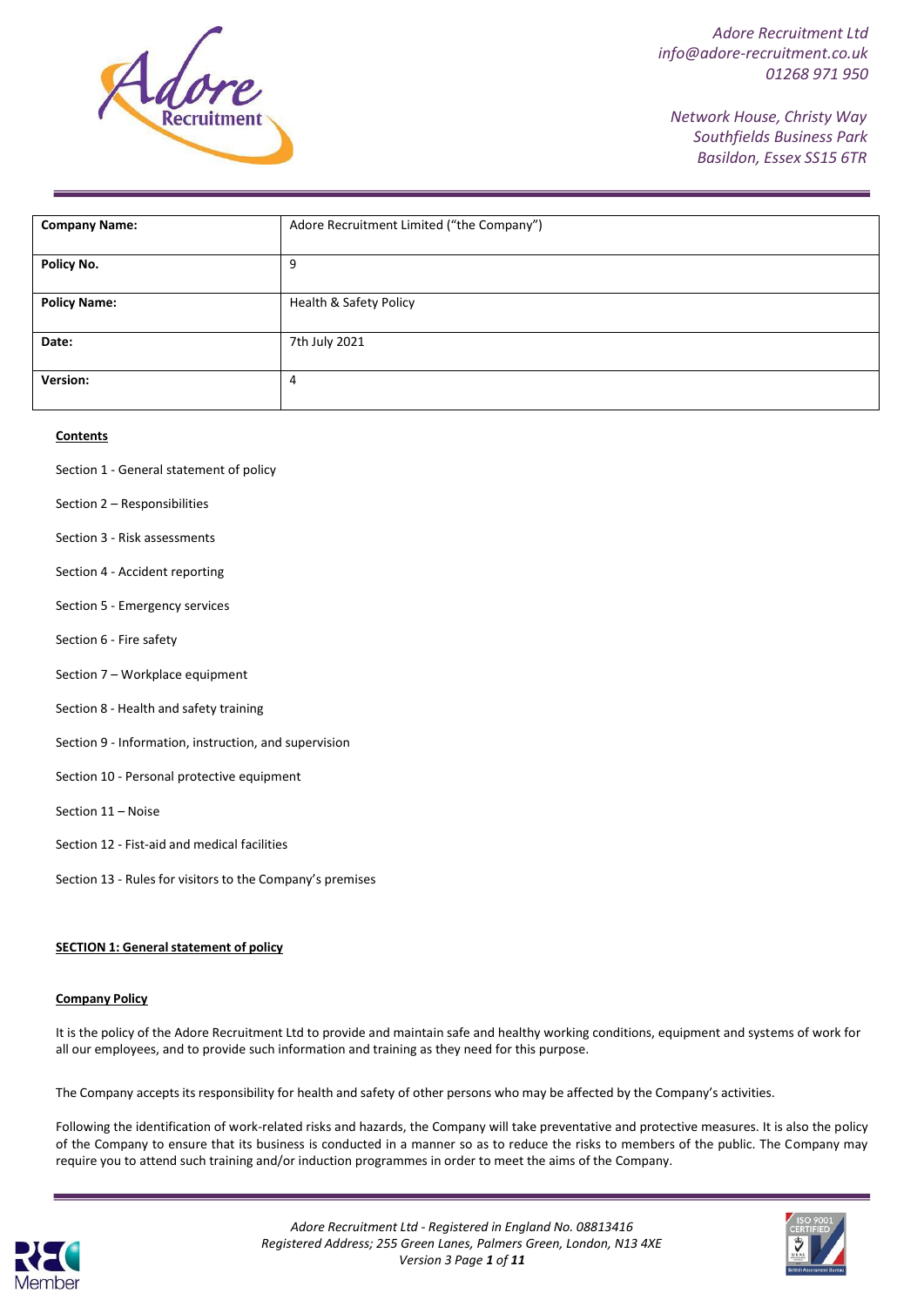Adore Recruitment Ltd
info@adore-recruitment.co.uk
01268 971 950

Network House, Christy Way
Southfields Business Park
Basildon, Essex SS15 6TR

| **Company Name:** | Adore Recruitment Limited ("the Company") |
|---|---|
| **Policy No.** | 9 |
| **Policy Name:** | Health & Safety Policy |
| **Date:** | 7th July 2021 |
| **Version:** | 4 |

**Contents**

Section 1 - General statement of policy

Section 2 – Responsibilities

Section 3 - Risk assessments

Section 4 - Accident reporting

Section 5 - Emergency services

Section 6 - Fire safety

Section 7 – Workplace equipment

Section 8 - Health and safety training

Section 9 - Information, instruction, and supervision

Section 10 - Personal protective equipment

Section 11 – Noise

Section 12 - Fist-aid and medical facilities

Section 13 - Rules for visitors to the Company's premises

## SECTION 1: General statement of policy

### Company Policy

It is the policy of the Adore Recruitment Ltd to provide and maintain safe and healthy working conditions, equipment and systems of work for all our employees, and to provide such information and training as they need for this purpose.

The Company accepts its responsibility for health and safety of other persons who may be affected by the Company's activities.

Following the identification of work-related risks and hazards, the Company will take preventative and protective measures. It is also the policy of the Company to ensure that its business is conducted in a manner so as to reduce the risks to members of the public. The Company may require you to attend such training and/or induction programmes in order to meet the aims of the Company.

*Adore Recruitment Ltd - Registered in England No. 08813416*
*Registered Address; 255 Green Lanes, Palmers Green, London, N13 4XE*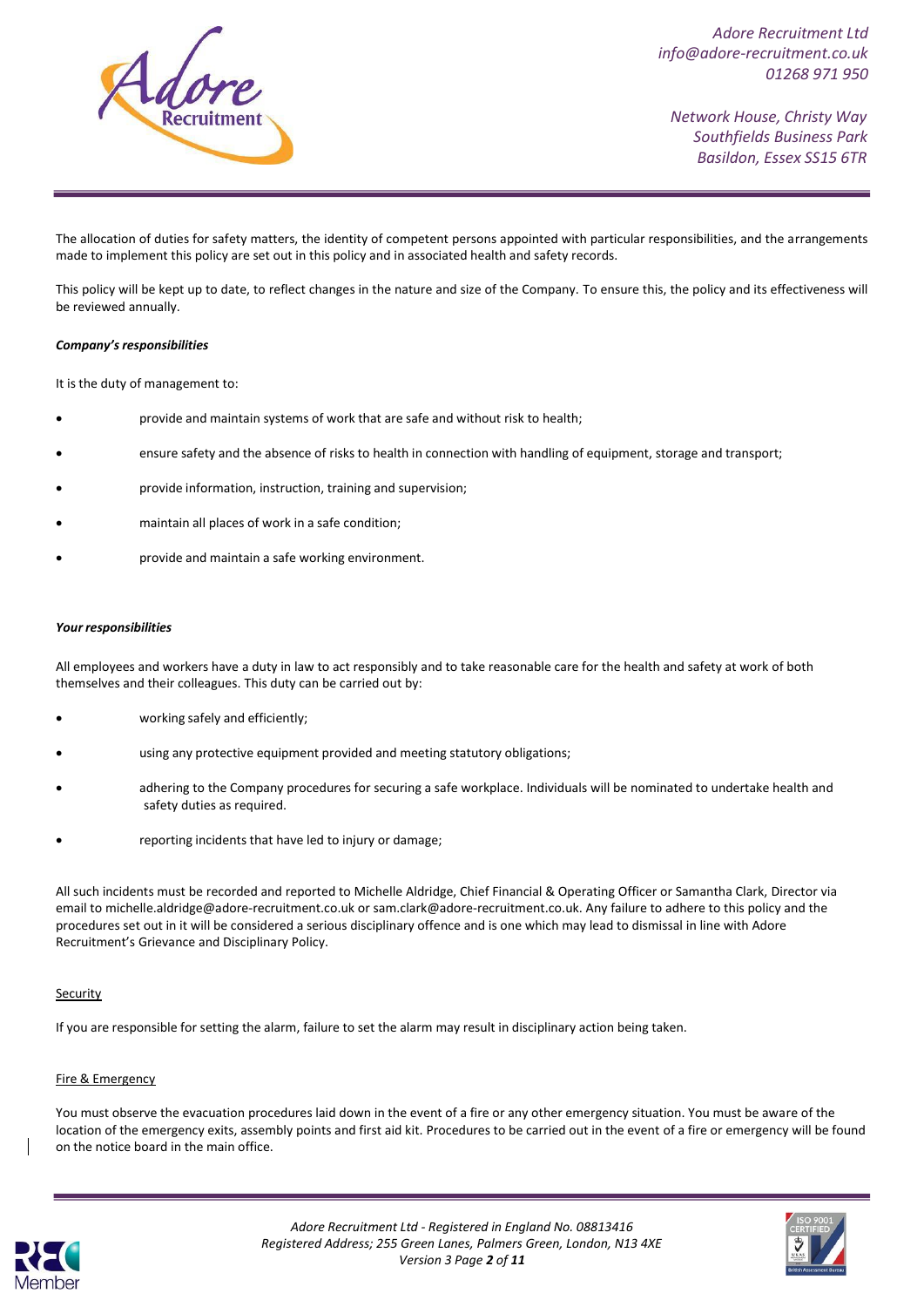The allocation of duties for safety matters, the identity of competent persons appointed with particular responsibilities, and the arrangements made to implement this policy are set out in this policy and in associated health and safety records.

This policy will be kept up to date, to reflect changes in the nature and size of the Company. To ensure this, the policy and its effectiveness will be reviewed annually.

***Company's responsibilities***

It is the duty of management to:

- provide and maintain systems of work that are safe and without risk to health;
- ensure safety and the absence of risks to health in connection with handling of equipment, storage and transport;
- provide information, instruction, training and supervision;
- maintain all places of work in a safe condition;
- provide and maintain a safe working environment.

***Your responsibilities***

All employees and workers have a duty in law to act responsibly and to take reasonable care for the health and safety at work of both themselves and their colleagues. This duty can be carried out by:

- working safely and efficiently;
- using any protective equipment provided and meeting statutory obligations;
- adhering to the Company procedures for securing a safe workplace. Individuals will be nominated to undertake health and safety duties as required.
- reporting incidents that have led to injury or damage;

All such incidents must be recorded and reported to Michelle Aldridge, Chief Financial & Operating Officer or Samantha Clark, Director via email to michelle.aldridge@adore-recruitment.co.uk or sam.clark@adore-recruitment.co.uk. Any failure to adhere to this policy and the procedures set out in it will be considered a serious disciplinary offence and is one which may lead to dismissal in line with Adore Recruitment's Grievance and Disciplinary Policy.

<u>Security</u>

If you are responsible for setting the alarm, failure to set the alarm may result in disciplinary action being taken.

<u>Fire & Emergency</u>

You must observe the evacuation procedures laid down in the event of a fire or any other emergency situation. You must be aware of the location of the emergency exits, assembly points and first aid kit. Procedures to be carried out in the event of a fire or emergency will be found on the notice board in the main office.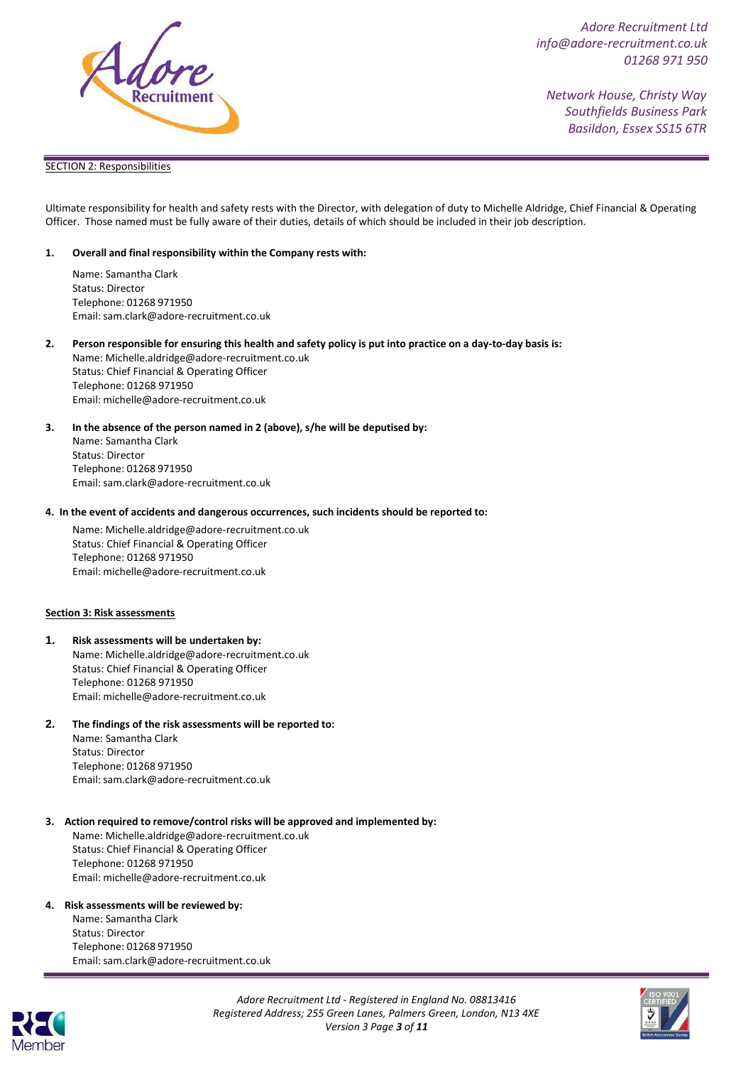SECTION 2: Responsibilities

Ultimate responsibility for health and safety rests with the Director, with delegation of duty to Michelle Aldridge, Chief Financial & Operating Officer. Those named must be fully aware of their duties, details of which should be included in their job description.

1. **Overall and final responsibility within the Company rests with:**

   Name: Samantha Clark
   Status: Director
   Telephone: 01268 971950
   Email: sam.clark@adore-recruitment.co.uk

2. **Person responsible for ensuring this health and safety policy is put into practice on a day-to-day basis is:**
   Name: Michelle.aldridge@adore-recruitment.co.uk
   Status: Chief Financial & Operating Officer
   Telephone: 01268 971950
   Email: michelle@adore-recruitment.co.uk

3. **In the absence of the person named in 2 (above), s/he will be deputised by:**
   Name: Samantha Clark
   Status: Director
   Telephone: 01268 971950
   Email: sam.clark@adore-recruitment.co.uk

4. **In the event of accidents and dangerous occurrences, such incidents should be reported to:**

   Name: Michelle.aldridge@adore-recruitment.co.uk
   Status: Chief Financial & Operating Officer
   Telephone: 01268 971950
   Email: michelle@adore-recruitment.co.uk

**Section 3: Risk assessments**

1. **Risk assessments will be undertaken by:**
   Name: Michelle.aldridge@adore-recruitment.co.uk
   Status: Chief Financial & Operating Officer
   Telephone: 01268 971950
   Email: michelle@adore-recruitment.co.uk

2. **The findings of the risk assessments will be reported to:**
   Name: Samantha Clark
   Status: Director
   Telephone: 01268 971950
   Email: sam.clark@adore-recruitment.co.uk

3. **Action required to remove/control risks will be approved and implemented by:**
   Name: Michelle.aldridge@adore-recruitment.co.uk
   Status: Chief Financial & Operating Officer
   Telephone: 01268 971950
   Email: michelle@adore-recruitment.co.uk

4. **Risk assessments will be reviewed by:**
   Name: Samantha Clark
   Status: Director
   Telephone: 01268 971950
   Email: sam.clark@adore-recruitment.co.uk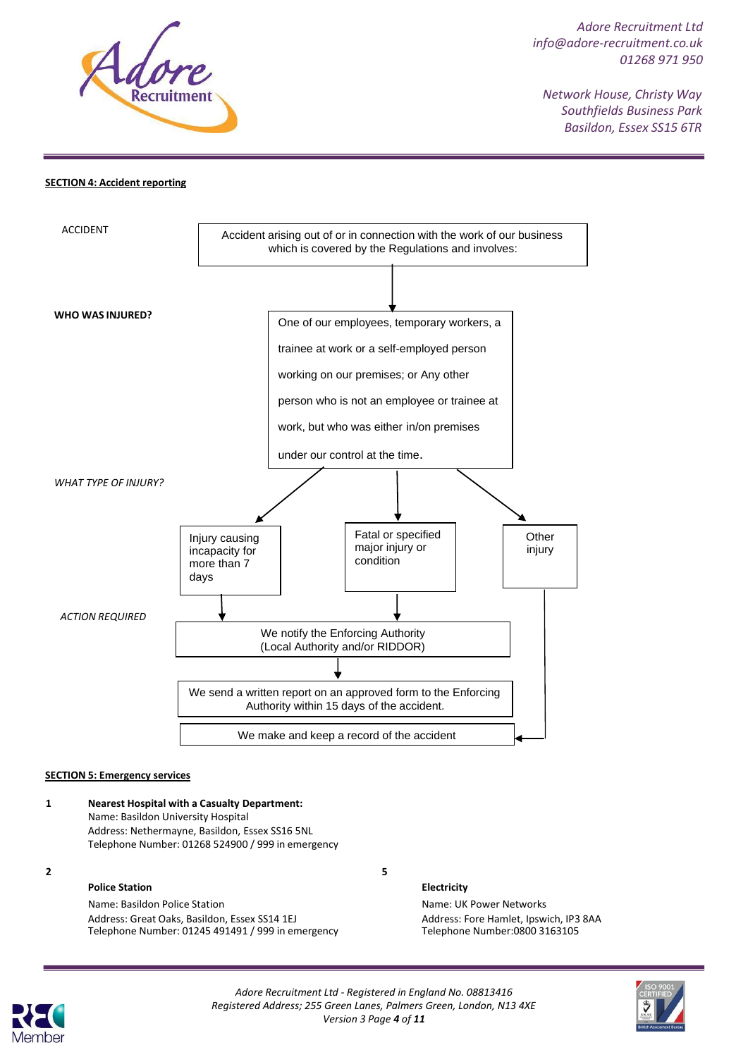## SECTION 4: Accident reporting

**ACCIDENT**

Accident arising out of or in connection with the work of our business which is covered by the Regulations and involves:

**WHO WAS INJURED?**

One of our employees, temporary workers, a trainee at work or a self-employed person working on our premises; or Any other person who is not an employee or trainee at work, but who was either in/on premises under our control at the time.

*WHAT TYPE OF INJURY?*

- Injury causing incapacity for more than 7 days
- Fatal or specified major injury or condition
- Other injury

*ACTION REQUIRED*

- Injury causing incapacity for more than 7 days / Fatal or specified major injury or condition → We notify the Enforcing Authority (Local Authority and/or RIDDOR) → We send a written report on an approved form to the Enforcing Authority within 15 days of the accident. → We make and keep a record of the accident
- Other injury → We make and keep a record of the accident

## SECTION 5: Emergency services

**1 Nearest Hospital with a Casualty Department:**
Name: Basildon University Hospital
Address: Nethermayne, Basildon, Essex SS16 5NL
Telephone Number: 01268 524900 / 999 in emergency

**2 Police Station**
Name: Basildon Police Station
Address: Great Oaks, Basildon, Essex SS14 1EJ
Telephone Number: 01245 491491 / 999 in emergency

**5 Electricity**
Name: UK Power Networks
Address: Fore Hamlet, Ipswich, IP3 8AA
Telephone Number:0800 3163105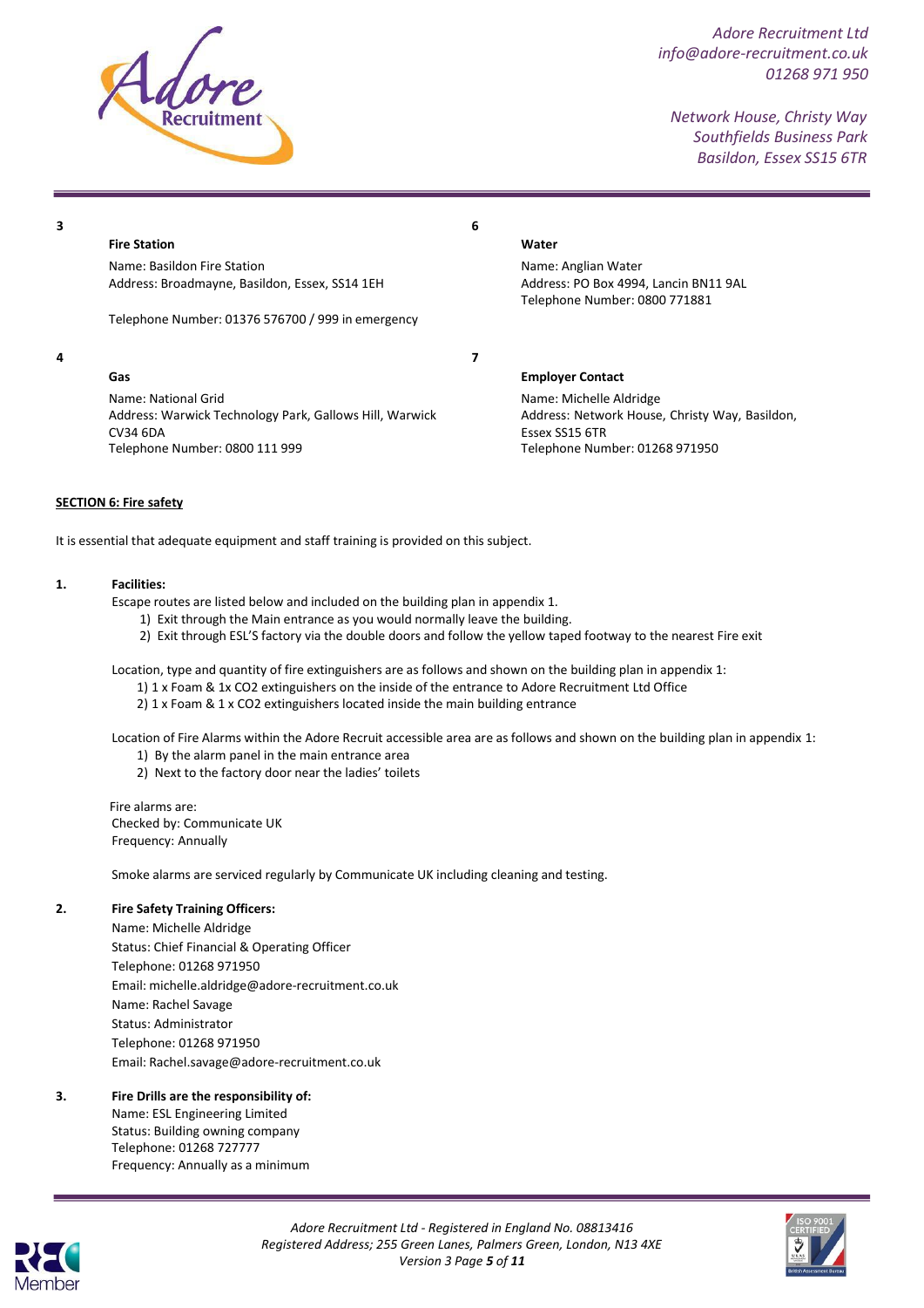**3**

**Fire Station**

Name: Basildon Fire Station
Address: Broadmayne, Basildon, Essex, SS14 1EH

Telephone Number: 01376 576700 / 999 in emergency

**4**

**Gas**

Name: National Grid
Address: Warwick Technology Park, Gallows Hill, Warwick CV34 6DA
Telephone Number: 0800 111 999

**6**

**Water**

Name: Anglian Water
Address: PO Box 4994, Lancin BN11 9AL
Telephone Number: 0800 771881

**7**

**Employer Contact**

Name: Michelle Aldridge
Address: Network House, Christy Way, Basildon, Essex SS15 6TR
Telephone Number: 01268 971950

## SECTION 6: Fire safety

It is essential that adequate equipment and staff training is provided on this subject.

**1. Facilities:**

Escape routes are listed below and included on the building plan in appendix 1.

1) Exit through the Main entrance as you would normally leave the building.
2) Exit through ESL'S factory via the double doors and follow the yellow taped footway to the nearest Fire exit

Location, type and quantity of fire extinguishers are as follows and shown on the building plan in appendix 1:

1) 1 x Foam & 1x CO2 extinguishers on the inside of the entrance to Adore Recruitment Ltd Office
2) 1 x Foam & 1 x CO2 extinguishers located inside the main building entrance

Location of Fire Alarms within the Adore Recruit accessible area are as follows and shown on the building plan in appendix 1:

1) By the alarm panel in the main entrance area
2) Next to the factory door near the ladies' toilets

Fire alarms are:
Checked by: Communicate UK
Frequency: Annually

Smoke alarms are serviced regularly by Communicate UK including cleaning and testing.

**2. Fire Safety Training Officers:**

Name: Michelle Aldridge
Status: Chief Financial & Operating Officer
Telephone: 01268 971950
Email: michelle.aldridge@adore-recruitment.co.uk
Name: Rachel Savage
Status: Administrator
Telephone: 01268 971950
Email: Rachel.savage@adore-recruitment.co.uk

**3. Fire Drills are the responsibility of:**

Name: ESL Engineering Limited
Status: Building owning company
Telephone: 01268 727777
Frequency: Annually as a minimum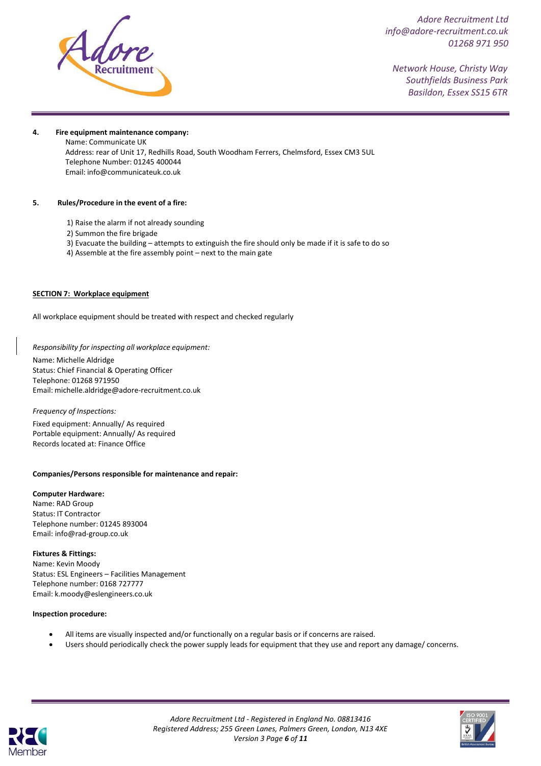**4. Fire equipment maintenance company:**

Name: Communicate UK
Address: rear of Unit 17, Redhills Road, South Woodham Ferrers, Chelmsford, Essex CM3 5UL
Telephone Number: 01245 400044
Email: info@communicateuk.co.uk

**5. Rules/Procedure in the event of a fire:**

1) Raise the alarm if not already sounding
2) Summon the fire brigade
3) Evacuate the building – attempts to extinguish the fire should only be made if it is safe to do so
4) Assemble at the fire assembly point – next to the main gate

## SECTION 7: Workplace equipment

All workplace equipment should be treated with respect and checked regularly

*Responsibility for inspecting all workplace equipment:*

Name: Michelle Aldridge
Status: Chief Financial & Operating Officer
Telephone: 01268 971950
Email: michelle.aldridge@adore-recruitment.co.uk

*Frequency of Inspections:*

Fixed equipment: Annually/ As required
Portable equipment: Annually/ As required
Records located at: Finance Office

**Companies/Persons responsible for maintenance and repair:**

**Computer Hardware:**
Name: RAD Group
Status: IT Contractor
Telephone number: 01245 893004
Email: info@rad-group.co.uk

**Fixtures & Fittings:**
Name: Kevin Moody
Status: ESL Engineers – Facilities Management
Telephone number: 0168 727777
Email: k.moody@eslengineers.co.uk

**Inspection procedure:**

- All items are visually inspected and/or functionally on a regular basis or if concerns are raised.
- Users should periodically check the power supply leads for equipment that they use and report any damage/ concerns.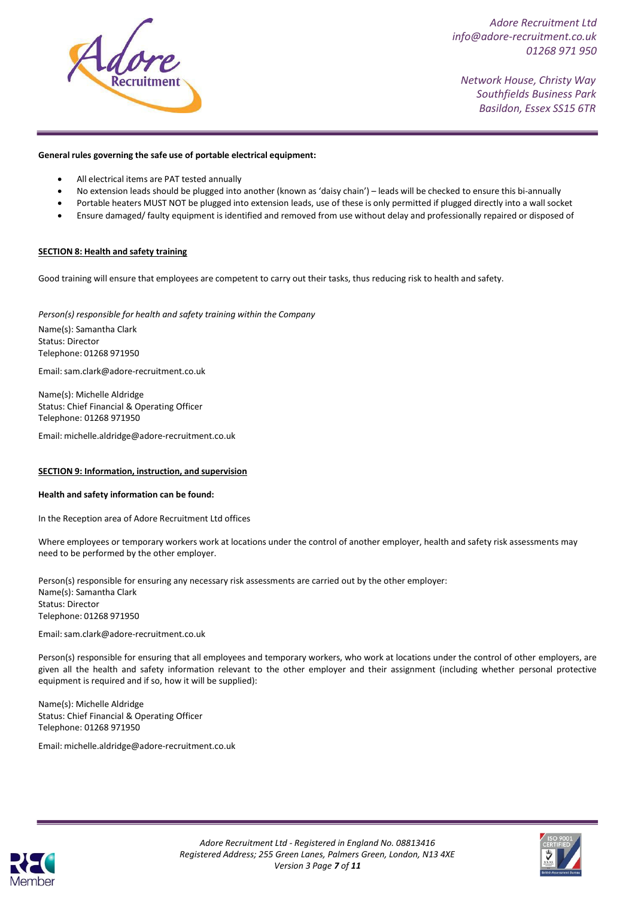**General rules governing the safe use of portable electrical equipment:**

- All electrical items are PAT tested annually
- No extension leads should be plugged into another (known as 'daisy chain') – leads will be checked to ensure this bi-annually
- Portable heaters MUST NOT be plugged into extension leads, use of these is only permitted if plugged directly into a wall socket
- Ensure damaged/ faulty equipment is identified and removed from use without delay and professionally repaired or disposed of

## SECTION 8: Health and safety training

Good training will ensure that employees are competent to carry out their tasks, thus reducing risk to health and safety.

*Person(s) responsible for health and safety training within the Company*

Name(s): Samantha Clark
Status: Director
Telephone: 01268 971950

Email: sam.clark@adore-recruitment.co.uk

Name(s): Michelle Aldridge
Status: Chief Financial & Operating Officer
Telephone: 01268 971950

Email: michelle.aldridge@adore-recruitment.co.uk

## SECTION 9: Information, instruction, and supervision

**Health and safety information can be found:**

In the Reception area of Adore Recruitment Ltd offices

Where employees or temporary workers work at locations under the control of another employer, health and safety risk assessments may need to be performed by the other employer.

Person(s) responsible for ensuring any necessary risk assessments are carried out by the other employer:
Name(s): Samantha Clark
Status: Director
Telephone: 01268 971950

Email: sam.clark@adore-recruitment.co.uk

Person(s) responsible for ensuring that all employees and temporary workers, who work at locations under the control of other employers, are given all the health and safety information relevant to the other employer and their assignment (including whether personal protective equipment is required and if so, how it will be supplied):

Name(s): Michelle Aldridge
Status: Chief Financial & Operating Officer
Telephone: 01268 971950

Email: michelle.aldridge@adore-recruitment.co.uk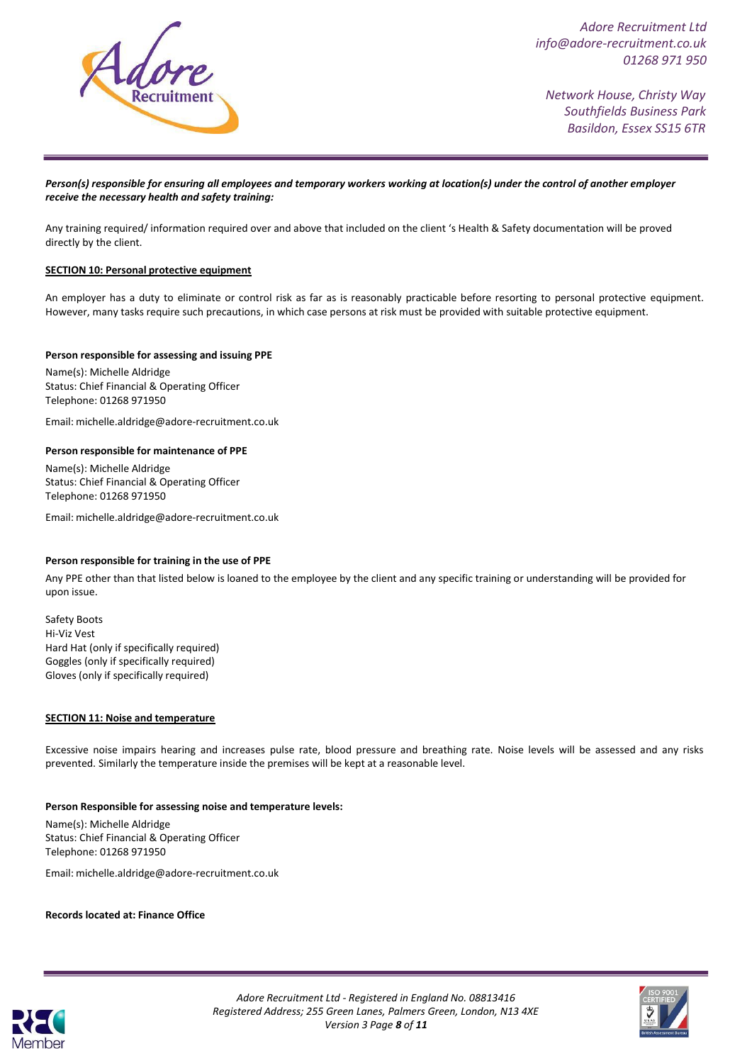***Person(s) responsible for ensuring all employees and temporary workers working at location(s) under the control of another employer receive the necessary health and safety training:***

Any training required/ information required over and above that included on the client 's Health & Safety documentation will be proved directly by the client.

## SECTION 10: Personal protective equipment

An employer has a duty to eliminate or control risk as far as is reasonably practicable before resorting to personal protective equipment. However, many tasks require such precautions, in which case persons at risk must be provided with suitable protective equipment.

**Person responsible for assessing and issuing PPE**

Name(s): Michelle Aldridge
Status: Chief Financial & Operating Officer
Telephone: 01268 971950

Email: michelle.aldridge@adore-recruitment.co.uk

**Person responsible for maintenance of PPE**

Name(s): Michelle Aldridge
Status: Chief Financial & Operating Officer
Telephone: 01268 971950

Email: michelle.aldridge@adore-recruitment.co.uk

**Person responsible for training in the use of PPE**

Any PPE other than that listed below is loaned to the employee by the client and any specific training or understanding will be provided for upon issue.

Safety Boots
Hi-Viz Vest
Hard Hat (only if specifically required)
Goggles (only if specifically required)
Gloves (only if specifically required)

## SECTION 11: Noise and temperature

Excessive noise impairs hearing and increases pulse rate, blood pressure and breathing rate. Noise levels will be assessed and any risks prevented. Similarly the temperature inside the premises will be kept at a reasonable level.

**Person Responsible for assessing noise and temperature levels:**

Name(s): Michelle Aldridge
Status: Chief Financial & Operating Officer
Telephone: 01268 971950

Email: michelle.aldridge@adore-recruitment.co.uk

**Records located at: Finance Office**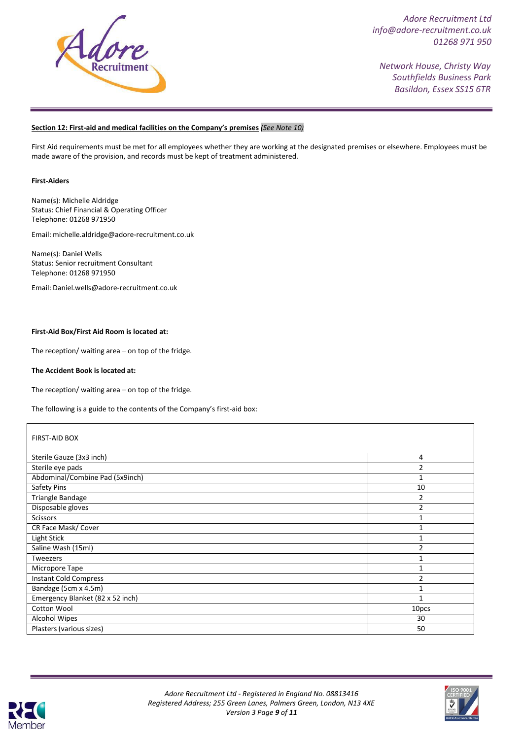**Section 12: First-aid and medical facilities on the Company's premises** *(See Note 10)*

First Aid requirements must be met for all employees whether they are working at the designated premises or elsewhere. Employees must be made aware of the provision, and records must be kept of treatment administered.

**First-Aiders**

Name(s): Michelle Aldridge
Status: Chief Financial & Operating Officer
Telephone: 01268 971950

Email: michelle.aldridge@adore-recruitment.co.uk

Name(s): Daniel Wells
Status: Senior recruitment Consultant
Telephone: 01268 971950

Email: Daniel.wells@adore-recruitment.co.uk

**First-Aid Box/First Aid Room is located at:**

The reception/ waiting area – on top of the fridge.

**The Accident Book is located at:**

The reception/ waiting area – on top of the fridge.

The following is a guide to the contents of the Company's first-aid box:

| FIRST-AID BOX | |
|---|---|
| Sterile Gauze (3x3 inch) | 4 |
| Sterile eye pads | 2 |
| Abdominal/Combine Pad (5x9inch) | 1 |
| Safety Pins | 10 |
| Triangle Bandage | 2 |
| Disposable gloves | 2 |
| Scissors | 1 |
| CR Face Mask/ Cover | 1 |
| Light Stick | 1 |
| Saline Wash (15ml) | 2 |
| Tweezers | 1 |
| Micropore Tape | 1 |
| Instant Cold Compress | 2 |
| Bandage (5cm x 4.5m) | 1 |
| Emergency Blanket (82 x 52 inch) | 1 |
| Cotton Wool | 10pcs |
| Alcohol Wipes | 30 |
| Plasters (various sizes) | 50 |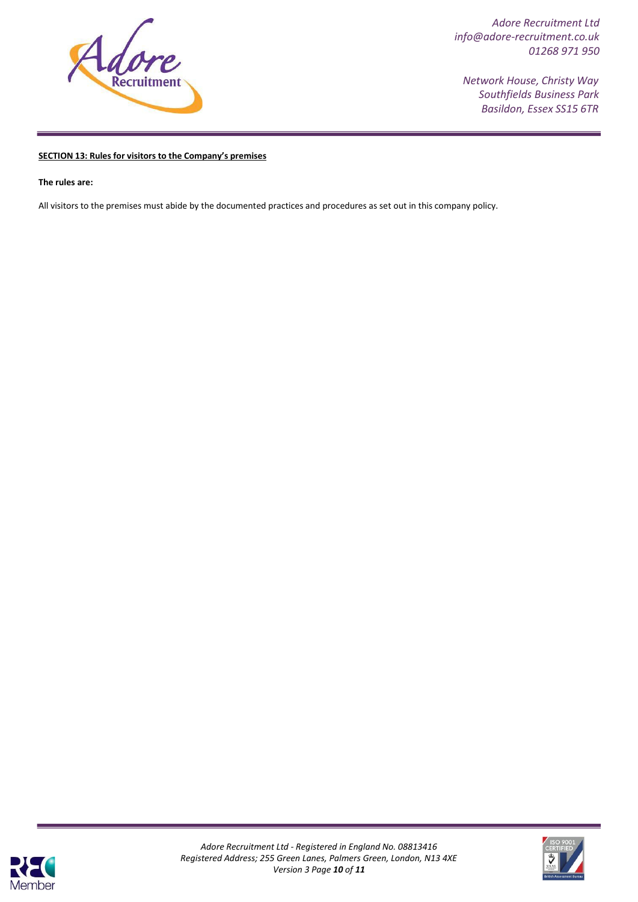**SECTION 13: Rules for visitors to the Company's premises**

**The rules are:**

All visitors to the premises must abide by the documented practices and procedures as set out in this company policy.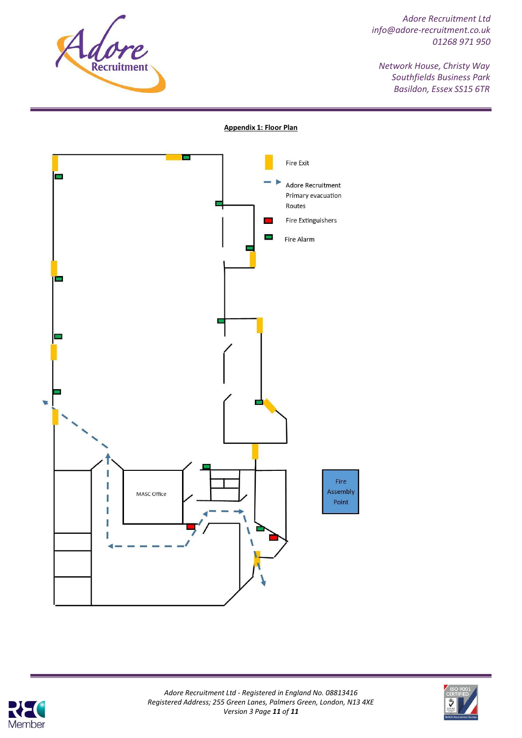**Appendix 1: Floor Plan**

Fire Exit

Adore Recruitment Primary evacuation Routes

Fire Extinguishers

Fire Alarm

MASC Office

Fire Assembly Point